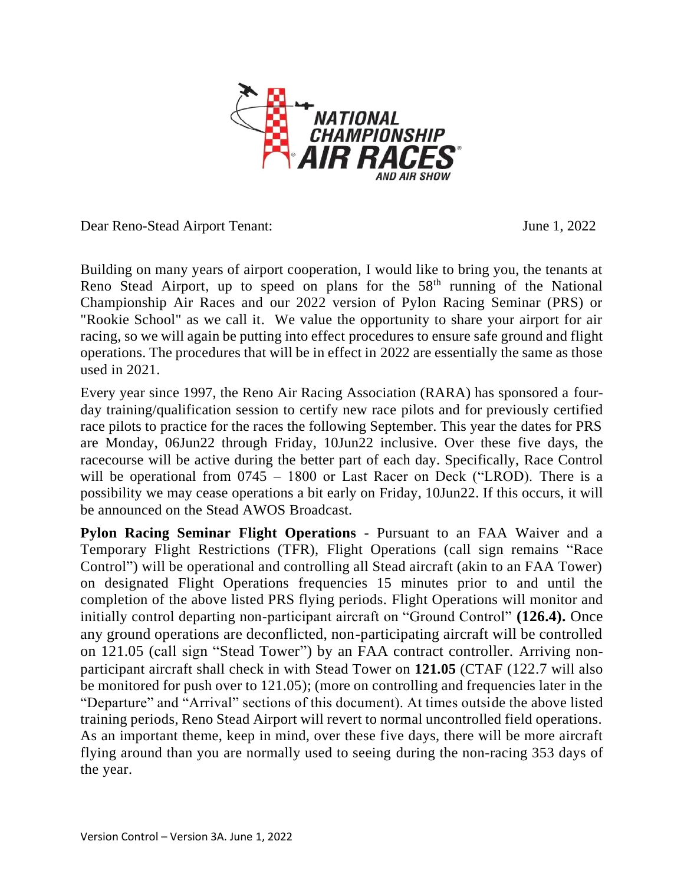Dear Reno-Stead Airport Tenant: June 1, 2022

Building on many years of airport cooperation, I would like to bring you, the tenants at Reno Stead Airport, up to speed on plans for the 58th running of the National Championship Air Races and our 2022 version of Pylon Racing Seminar (PRS) or "Rookie School" as we call it. We value the opportunity to share your airport for air racing, so we will again be putting into effect procedures to ensure safe ground and flight operations. The procedures that will be in effect in 2022 are essentially the same as those used in 2021.

Every year since 1997, the Reno Air Racing Association (RARA) has sponsored a four-day training/qualification session to certify new race pilots and for previously certified race pilots to practice for the races the following September. This year the dates for PRS are Monday, 06Jun22 through Friday, 10Jun22 inclusive. Over these five days, the racecourse will be active during the better part of each day. Specifically, Race Control will be operational from 0745 – 1800 or Last Racer on Deck ("LROD). There is a possibility we may cease operations a bit early on Friday, 10Jun22. If this occurs, it will be announced on the Stead AWOS Broadcast.

**Pylon Racing Seminar Flight Operations** - Pursuant to an FAA Waiver and a Temporary Flight Restrictions (TFR), Flight Operations (call sign remains "Race Control") will be operational and controlling all Stead aircraft (akin to an FAA Tower) on designated Flight Operations frequencies 15 minutes prior to and until the completion of the above listed PRS flying periods. Flight Operations will monitor and initially control departing non-participant aircraft on "Ground Control" **(126.4).** Once any ground operations are deconflicted, non-participating aircraft will be controlled on 121.05 (call sign "Stead Tower") by an FAA contract controller. Arriving non-participant aircraft shall check in with Stead Tower on **121.05** (CTAF (122.7 will also be monitored for push over to 121.05); (more on controlling and frequencies later in the "Departure" and "Arrival" sections of this document). At times outside the above listed training periods, Reno Stead Airport will revert to normal uncontrolled field operations. As an important theme, keep in mind, over these five days, there will be more aircraft flying around than you are normally used to seeing during the non-racing 353 days of the year.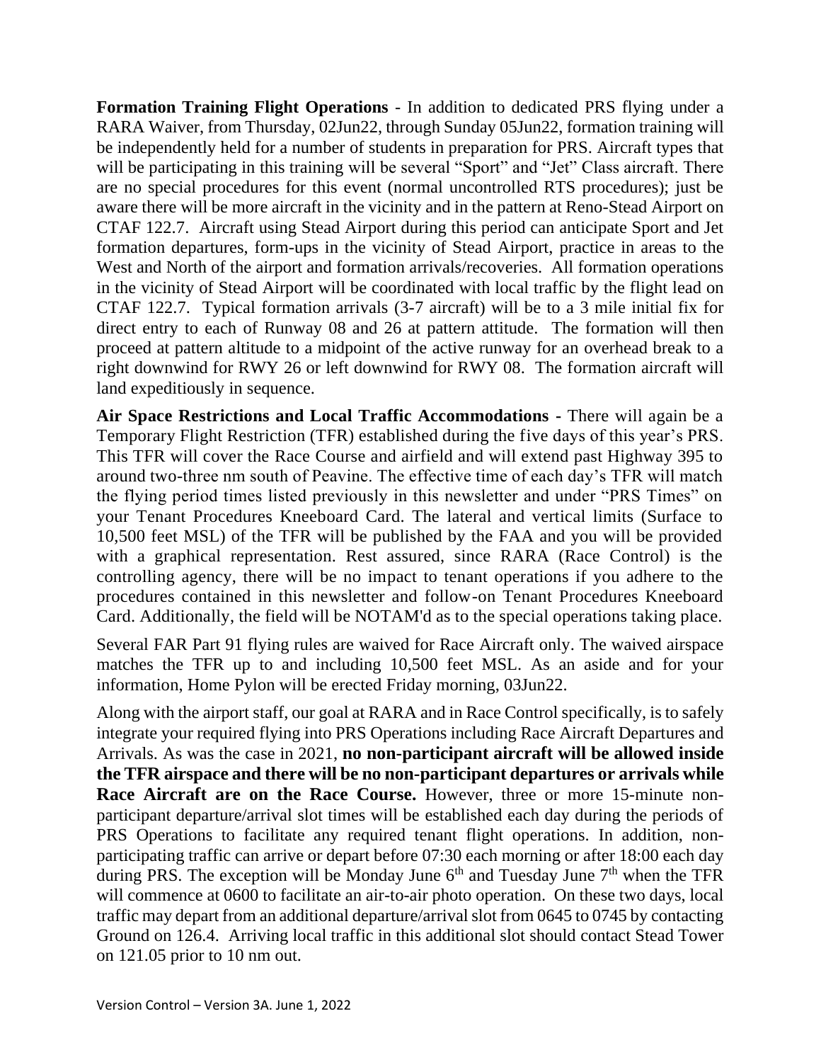**Formation Training Flight Operations** - In addition to dedicated PRS flying under a RARA Waiver, from Thursday, 02Jun22, through Sunday 05Jun22, formation training will be independently held for a number of students in preparation for PRS. Aircraft types that will be participating in this training will be several "Sport" and "Jet" Class aircraft. There are no special procedures for this event (normal uncontrolled RTS procedures); just be aware there will be more aircraft in the vicinity and in the pattern at Reno-Stead Airport on CTAF 122.7. Aircraft using Stead Airport during this period can anticipate Sport and Jet formation departures, form-ups in the vicinity of Stead Airport, practice in areas to the West and North of the airport and formation arrivals/recoveries. All formation operations in the vicinity of Stead Airport will be coordinated with local traffic by the flight lead on CTAF 122.7. Typical formation arrivals (3-7 aircraft) will be to a 3 mile initial fix for direct entry to each of Runway 08 and 26 at pattern attitude. The formation will then proceed at pattern altitude to a midpoint of the active runway for an overhead break to a right downwind for RWY 26 or left downwind for RWY 08. The formation aircraft will land expeditiously in sequence.

**Air Space Restrictions and Local Traffic Accommodations -** There will again be a Temporary Flight Restriction (TFR) established during the five days of this year's PRS. This TFR will cover the Race Course and airfield and will extend past Highway 395 to around two-three nm south of Peavine. The effective time of each day's TFR will match the flying period times listed previously in this newsletter and under "PRS Times" on your Tenant Procedures Kneeboard Card. The lateral and vertical limits (Surface to 10,500 feet MSL) of the TFR will be published by the FAA and you will be provided with a graphical representation. Rest assured, since RARA (Race Control) is the controlling agency, there will be no impact to tenant operations if you adhere to the procedures contained in this newsletter and follow-on Tenant Procedures Kneeboard Card. Additionally, the field will be NOTAM'd as to the special operations taking place.

Several FAR Part 91 flying rules are waived for Race Aircraft only. The waived airspace matches the TFR up to and including 10,500 feet MSL. As an aside and for your information, Home Pylon will be erected Friday morning, 03Jun22.

Along with the airport staff, our goal at RARA and in Race Control specifically, is to safely integrate your required flying into PRS Operations including Race Aircraft Departures and Arrivals. As was the case in 2021, **no non-participant aircraft will be allowed inside the TFR airspace and there will be no non-participant departures or arrivals while Race Aircraft are on the Race Course.** However, three or more 15-minute non-participant departure/arrival slot times will be established each day during the periods of PRS Operations to facilitate any required tenant flight operations. In addition, non-participating traffic can arrive or depart before 07:30 each morning or after 18:00 each day during PRS. The exception will be Monday June 6th and Tuesday June 7th when the TFR will commence at 0600 to facilitate an air-to-air photo operation. On these two days, local traffic may depart from an additional departure/arrival slot from 0645 to 0745 by contacting Ground on 126.4. Arriving local traffic in this additional slot should contact Stead Tower on 121.05 prior to 10 nm out.

Version Control – Version 3A. June 1, 2022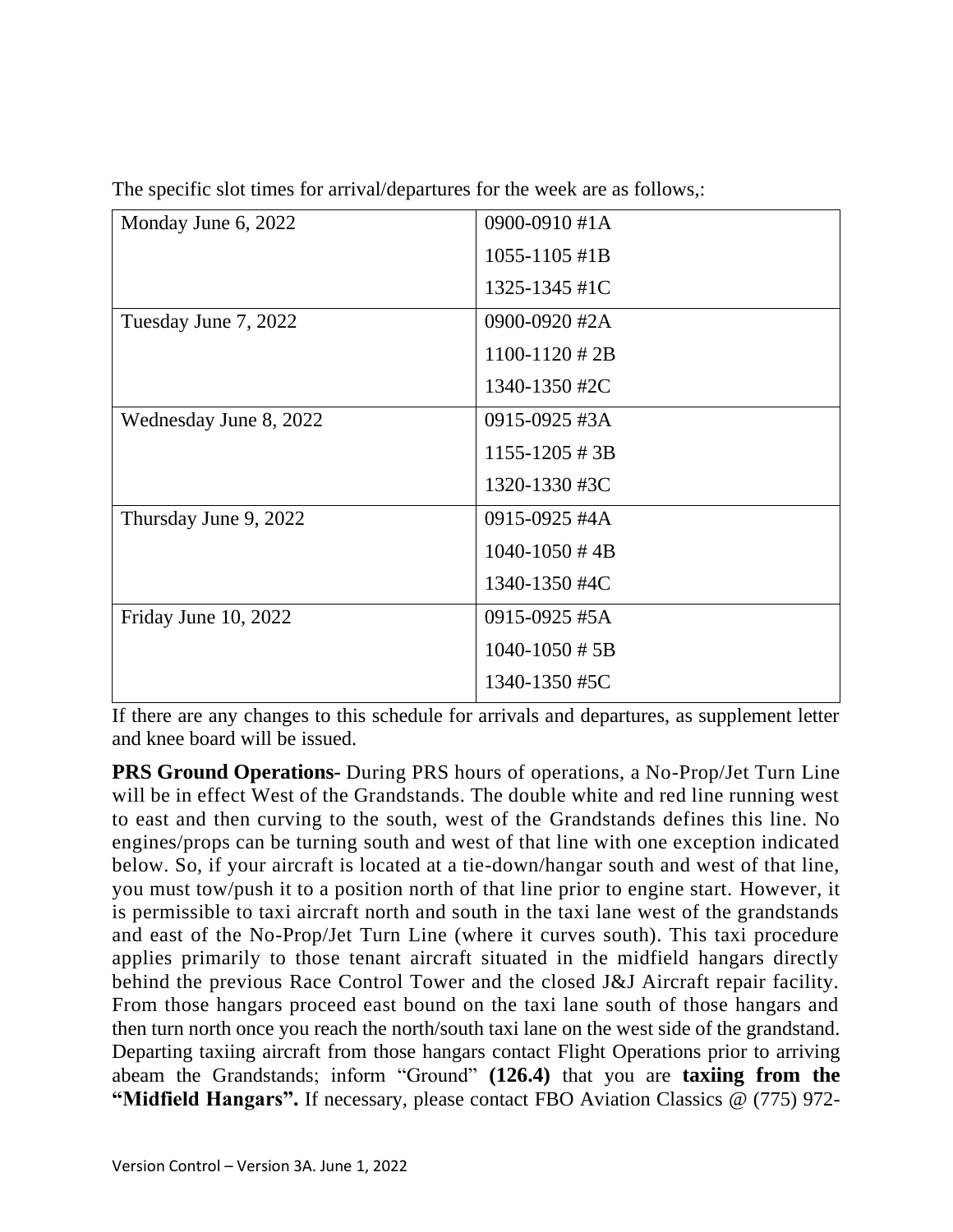The specific slot times for arrival/departures for the week are as follows,:

| | |
|---|---|
| Monday June 6, 2022 | 0900-0910 #1A<br>1055-1105 #1B<br>1325-1345 #1C |
| Tuesday June 7, 2022 | 0900-0920 #2A<br>1100-1120 # 2B<br>1340-1350 #2C |
| Wednesday June 8, 2022 | 0915-0925 #3A<br>1155-1205 # 3B<br>1320-1330 #3C |
| Thursday June 9, 2022 | 0915-0925 #4A<br>1040-1050 # 4B<br>1340-1350 #4C |
| Friday June 10, 2022 | 0915-0925 #5A<br>1040-1050 # 5B<br>1340-1350 #5C |

If there are any changes to this schedule for arrivals and departures, as supplement letter and knee board will be issued.

**PRS Ground Operations-** During PRS hours of operations, a No-Prop/Jet Turn Line will be in effect West of the Grandstands. The double white and red line running west to east and then curving to the south, west of the Grandstands defines this line. No engines/props can be turning south and west of that line with one exception indicated below. So, if your aircraft is located at a tie-down/hangar south and west of that line, you must tow/push it to a position north of that line prior to engine start. However, it is permissible to taxi aircraft north and south in the taxi lane west of the grandstands and east of the No-Prop/Jet Turn Line (where it curves south). This taxi procedure applies primarily to those tenant aircraft situated in the midfield hangars directly behind the previous Race Control Tower and the closed J&J Aircraft repair facility. From those hangars proceed east bound on the taxi lane south of those hangars and then turn north once you reach the north/south taxi lane on the west side of the grandstand. Departing taxiing aircraft from those hangars contact Flight Operations prior to arriving abeam the Grandstands; inform "Ground" **(126.4)** that you are **taxiing from the "Midfield Hangars".** If necessary, please contact FBO Aviation Classics @ (775) 972-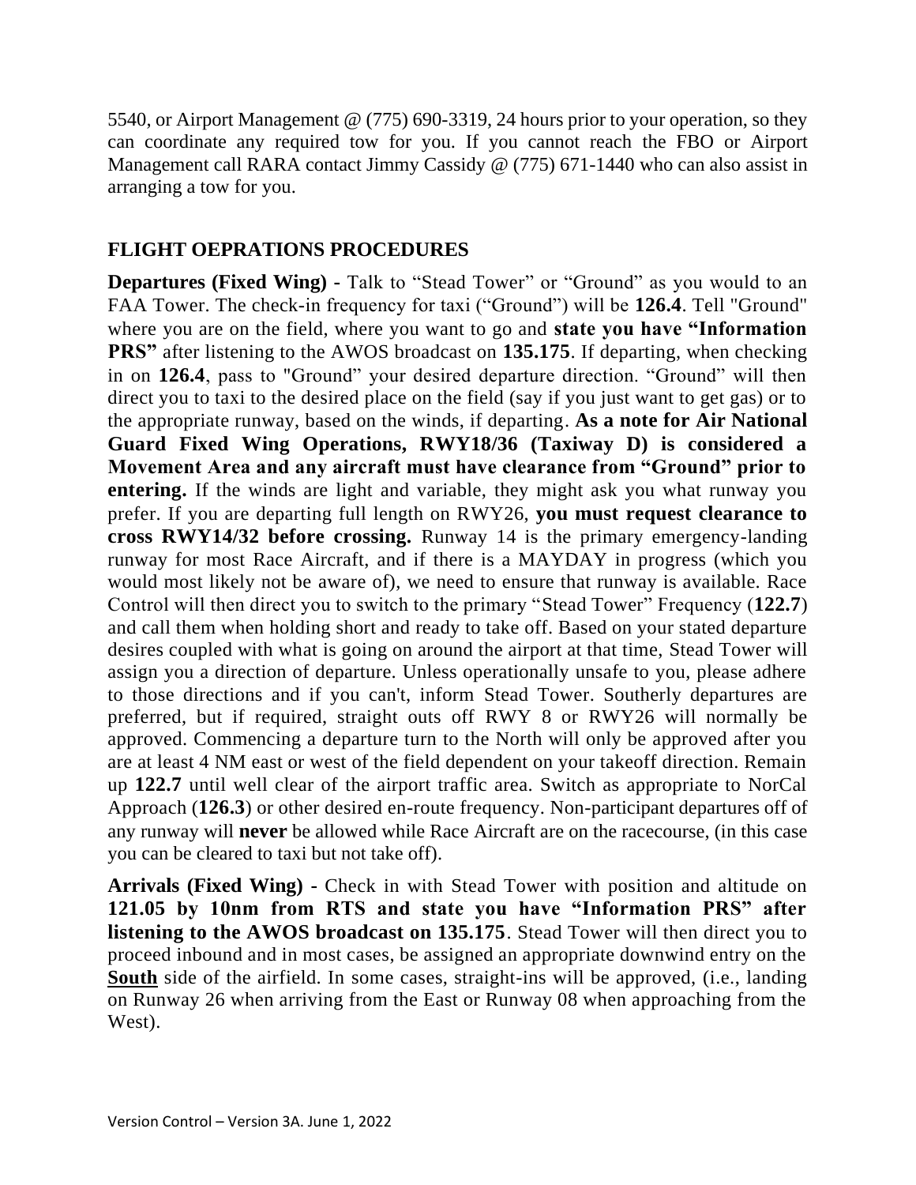5540, or Airport Management @ (775) 690-3319, 24 hours prior to your operation, so they can coordinate any required tow for you. If you cannot reach the FBO or Airport Management call RARA contact Jimmy Cassidy @ (775) 671-1440 who can also assist in arranging a tow for you.

## FLIGHT OEPRATIONS PROCEDURES

**Departures (Fixed Wing) -** Talk to "Stead Tower" or "Ground" as you would to an FAA Tower. The check-in frequency for taxi ("Ground") will be **126.4**. Tell "Ground" where you are on the field, where you want to go and **state you have "Information PRS"** after listening to the AWOS broadcast on **135.175**. If departing, when checking in on **126.4**, pass to "Ground" your desired departure direction. "Ground" will then direct you to taxi to the desired place on the field (say if you just want to get gas) or to the appropriate runway, based on the winds, if departing. **As a note for Air National Guard Fixed Wing Operations, RWY18/36 (Taxiway D) is considered a Movement Area and any aircraft must have clearance from "Ground" prior to entering.** If the winds are light and variable, they might ask you what runway you prefer. If you are departing full length on RWY26, **you must request clearance to cross RWY14/32 before crossing.** Runway 14 is the primary emergency-landing runway for most Race Aircraft, and if there is a MAYDAY in progress (which you would most likely not be aware of), we need to ensure that runway is available. Race Control will then direct you to switch to the primary "Stead Tower" Frequency (**122.7**) and call them when holding short and ready to take off. Based on your stated departure desires coupled with what is going on around the airport at that time, Stead Tower will assign you a direction of departure. Unless operationally unsafe to you, please adhere to those directions and if you can't, inform Stead Tower. Southerly departures are preferred, but if required, straight outs off RWY 8 or RWY26 will normally be approved. Commencing a departure turn to the North will only be approved after you are at least 4 NM east or west of the field dependent on your takeoff direction. Remain up **122.7** until well clear of the airport traffic area. Switch as appropriate to NorCal Approach (**126.3**) or other desired en-route frequency. Non-participant departures off of any runway will **never** be allowed while Race Aircraft are on the racecourse, (in this case you can be cleared to taxi but not take off).

**Arrivals (Fixed Wing) -** Check in with Stead Tower with position and altitude on **121.05 by 10nm from RTS and state you have "Information PRS" after listening to the AWOS broadcast on 135.175**. Stead Tower will then direct you to proceed inbound and in most cases, be assigned an appropriate downwind entry on the **<u>South</u>** side of the airfield. In some cases, straight-ins will be approved, (i.e., landing on Runway 26 when arriving from the East or Runway 08 when approaching from the West).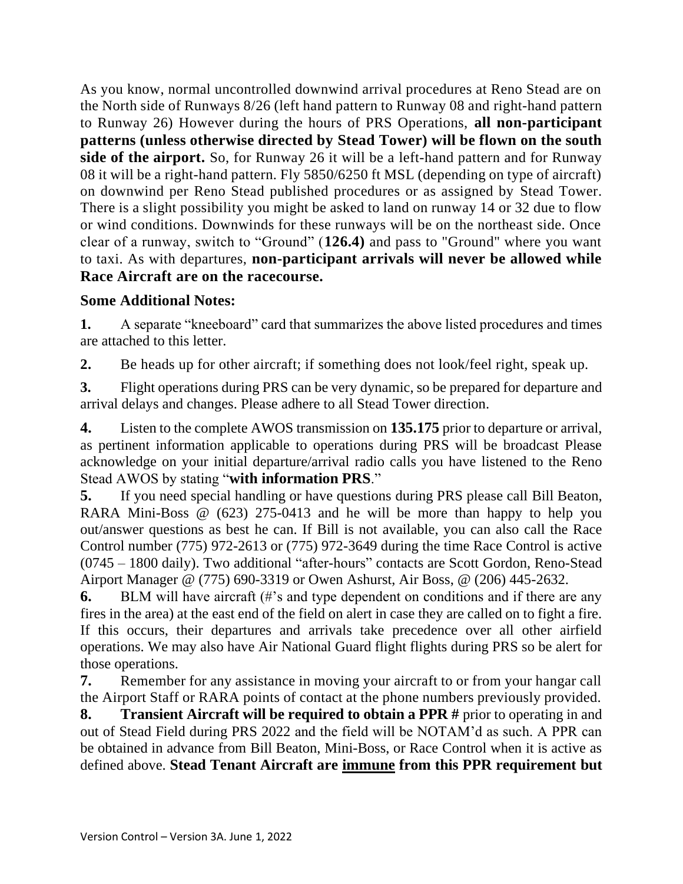As you know, normal uncontrolled downwind arrival procedures at Reno Stead are on the North side of Runways 8/26 (left hand pattern to Runway 08 and right-hand pattern to Runway 26) However during the hours of PRS Operations, **all non-participant patterns (unless otherwise directed by Stead Tower) will be flown on the south side of the airport.** So, for Runway 26 it will be a left-hand pattern and for Runway 08 it will be a right-hand pattern. Fly 5850/6250 ft MSL (depending on type of aircraft) on downwind per Reno Stead published procedures or as assigned by Stead Tower. There is a slight possibility you might be asked to land on runway 14 or 32 due to flow or wind conditions. Downwinds for these runways will be on the northeast side. Once clear of a runway, switch to "Ground" (**126.4)** and pass to "Ground" where you want to taxi. As with departures, **non-participant arrivals will never be allowed while Race Aircraft are on the racecourse.**

**Some Additional Notes:**

**1.** A separate "kneeboard" card that summarizes the above listed procedures and times are attached to this letter.

**2.** Be heads up for other aircraft; if something does not look/feel right, speak up.

**3.** Flight operations during PRS can be very dynamic, so be prepared for departure and arrival delays and changes. Please adhere to all Stead Tower direction.

**4.** Listen to the complete AWOS transmission on **135.175** prior to departure or arrival, as pertinent information applicable to operations during PRS will be broadcast Please acknowledge on your initial departure/arrival radio calls you have listened to the Reno Stead AWOS by stating "**with information PRS**."

**5.** If you need special handling or have questions during PRS please call Bill Beaton, RARA Mini-Boss @ (623) 275-0413 and he will be more than happy to help you out/answer questions as best he can. If Bill is not available, you can also call the Race Control number (775) 972-2613 or (775) 972-3649 during the time Race Control is active (0745 – 1800 daily). Two additional "after-hours" contacts are Scott Gordon, Reno-Stead Airport Manager @ (775) 690-3319 or Owen Ashurst, Air Boss, @ (206) 445-2632.

**6.** BLM will have aircraft (#'s and type dependent on conditions and if there are any fires in the area) at the east end of the field on alert in case they are called on to fight a fire. If this occurs, their departures and arrivals take precedence over all other airfield operations. We may also have Air National Guard flight flights during PRS so be alert for those operations.

**7.** Remember for any assistance in moving your aircraft to or from your hangar call the Airport Staff or RARA points of contact at the phone numbers previously provided.

**8.** **Transient Aircraft will be required to obtain a PPR #** prior to operating in and out of Stead Field during PRS 2022 and the field will be NOTAM'd as such. A PPR can be obtained in advance from Bill Beaton, Mini-Boss, or Race Control when it is active as defined above. **Stead Tenant Aircraft are <u>immune</u> from this PPR requirement but**

Version Control – Version 3A. June 1, 2022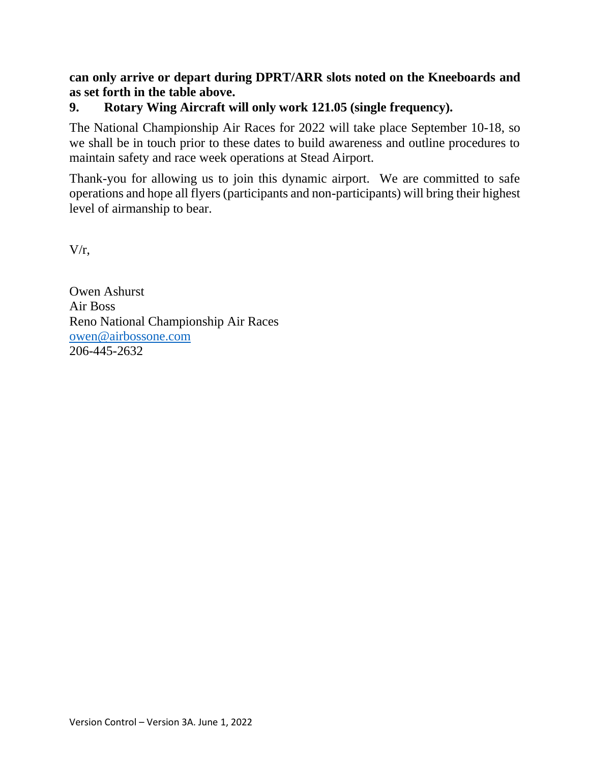**can only arrive or depart during DPRT/ARR slots noted on the Kneeboards and as set forth in the table above.**

**9. Rotary Wing Aircraft will only work 121.05 (single frequency).**

The National Championship Air Races for 2022 will take place September 10-18, so we shall be in touch prior to these dates to build awareness and outline procedures to maintain safety and race week operations at Stead Airport.

Thank-you for allowing us to join this dynamic airport. We are committed to safe operations and hope all flyers (participants and non-participants) will bring their highest level of airmanship to bear.

V/r,

Owen Ashurst
Air Boss
Reno National Championship Air Races
owen@airbossone.com
206-445-2632

Version Control – Version 3A. June 1, 2022